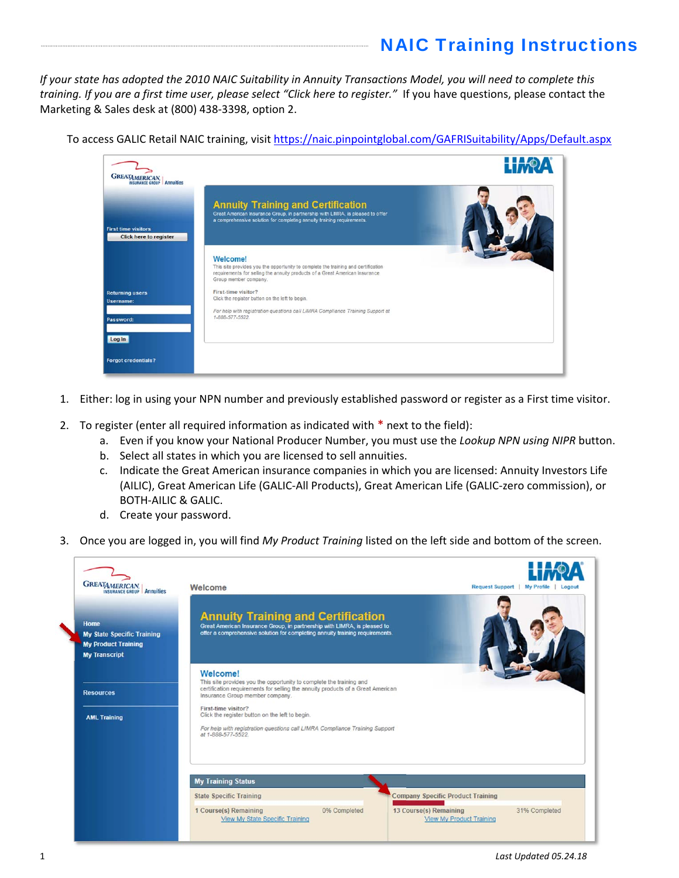# NAIC Training Instructions

*If your state has adopted the 2010 NAIC Suitability in Annuity Transactions Model, you will need to complete this training. If you are a first time user, please select "Click here to register."* If you have questions, please contact the Marketing & Sales desk at (800) 438-3398, option 2.

To access GALIC Retail NAIC training, visit [https://naic.pinpointglobal.com/GAFRISuitability/Apps/Default.aspx](https://naic.pinpointglobal.com/GAFRISuitability/Apps/Default.aspx)

1. Either: log in using your NPN number and previously established password or register as a First time visitor.

2. To register (enter all required information as indicated with * next to the field):
   a. Even if you know your National Producer Number, you must use the *Lookup NPN using NIPR* button.
   b. Select all states in which you are licensed to sell annuities.
   c. Indicate the Great American insurance companies in which you are licensed: Annuity Investors Life (AILIC), Great American Life (GALIC-All Products), Great American Life (GALIC-zero commission), or BOTH-AILIC & GALIC.
   d. Create your password.

3. Once you are logged in, you will find *My Product Training* listed on the left side and bottom of the screen.

*Last Updated 05.24.18*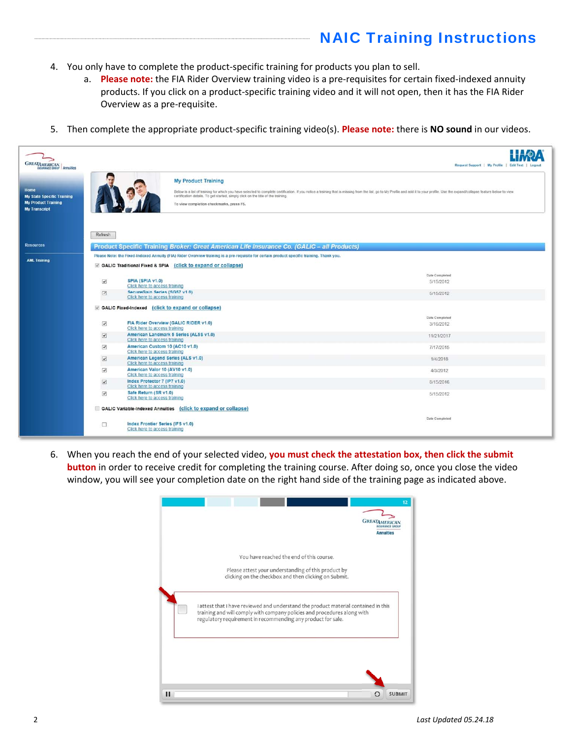4. You only have to complete the product-specific training for products you plan to sell.
   a. **Please note:** the FIA Rider Overview training video is a pre-requisites for certain fixed-indexed annuity products. If you click on a product-specific training video and it will not open, then it has the FIA Rider Overview as a pre-requisite.

5. Then complete the appropriate product-specific training video(s). **Please note:** there is **NO sound** in our videos.

6. When you reach the end of your selected video, **you must check the attestation box, then click the submit button** in order to receive credit for completing the training course. After doing so, once you close the video window, you will see your completion date on the right hand side of the training page as indicated above.

*Last Updated 05.24.18*